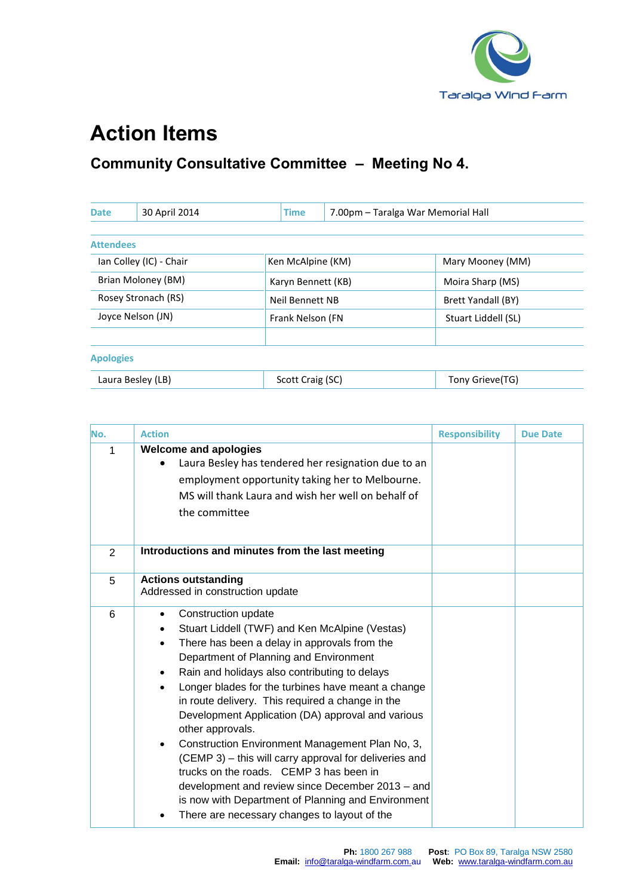# Action Items

## Community Consultative Committee – Meeting No 4.

| Date | 30 April 2014 | Time | 7.00pm – Taralga War Memorial Hall |
|---|---|---|---|

**Attendees**

| | | |
|---|---|---|
| Ian Colley (IC) - Chair | Ken McAlpine (KM) | Mary Mooney (MM) |
| Brian Moloney (BM) | Karyn Bennett (KB) | Moira Sharp (MS) |
| Rosey Stronach (RS) | Neil Bennett NB | Brett Yandall (BY) |
| Joyce Nelson (JN) | Frank Nelson (FN | Stuart Liddell (SL) |

**Apologies**

| | | |
|---|---|---|
| Laura Besley (LB) | Scott Craig (SC) | Tony Grieve(TG) |

| No. | Action | Responsibility | Due Date |
|---|---|---|---|
| 1 | **Welcome and apologies**<br>• Laura Besley has tendered her resignation due to an employment opportunity taking her to Melbourne. MS will thank Laura and wish her well on behalf of the committee | | |
| 2 | **Introductions and minutes from the last meeting** | | |
| 5 | **Actions outstanding**<br>Addressed in construction update | | |
| 6 | • Construction update<br>• Stuart Liddell (TWF) and Ken McAlpine (Vestas)<br>• There has been a delay in approvals from the Department of Planning and Environment<br>• Rain and holidays also contributing to delays<br>• Longer blades for the turbines have meant a change in route delivery. This required a change in the Development Application (DA) approval and various other approvals.<br>• Construction Environment Management Plan No, 3, (CEMP 3) – this will carry approval for deliveries and trucks on the roads. CEMP 3 has been in development and review since December 2013 – and is now with Department of Planning and Environment<br>• There are necessary changes to layout of the | | |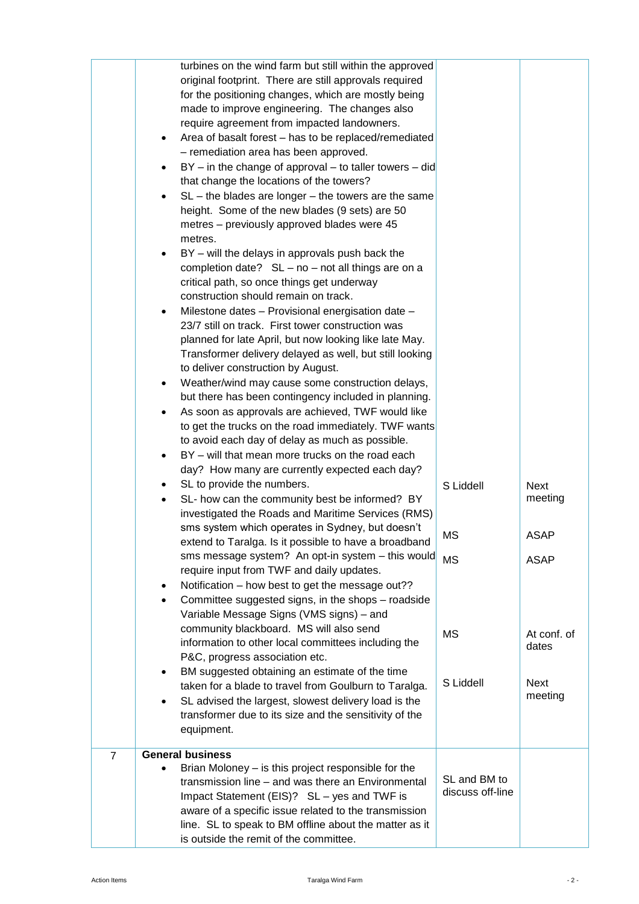| | | | |
|---|---|---|---|
| | turbines on the wind farm but still within the approved original footprint. There are still approvals required for the positioning changes, which are mostly being made to improve engineering. The changes also require agreement from impacted landowners.<br>• Area of basalt forest – has to be replaced/remediated – remediation area has been approved.<br>• BY – in the change of approval – to taller towers – did that change the locations of the towers?<br>• SL – the blades are longer – the towers are the same height. Some of the new blades (9 sets) are 50 metres – previously approved blades were 45 metres.<br>• BY – will the delays in approvals push back the completion date? SL – no – not all things are on a critical path, so once things get underway construction should remain on track.<br>• Milestone dates – Provisional energisation date – 23/7 still on track. First tower construction was planned for late April, but now looking like late May. Transformer delivery delayed as well, but still looking to deliver construction by August.<br>• Weather/wind may cause some construction delays, but there has been contingency included in planning.<br>• As soon as approvals are achieved, TWF would like to get the trucks on the road immediately. TWF wants to avoid each day of delay as much as possible.<br>• BY – will that mean more trucks on the road each day? How many are currently expected each day?<br>• SL to provide the numbers.<br>• SL- how can the community best be informed? BY investigated the Roads and Maritime Services (RMS) sms system which operates in Sydney, but doesn't extend to Taralga. Is it possible to have a broadband sms message system? An opt-in system – this would require input from TWF and daily updates.<br>• Notification – how best to get the message out??<br>• Committee suggested signs, in the shops – roadside Variable Message Signs (VMS signs) – and community blackboard. MS will also send information to other local committees including the P&C, progress association etc.<br>• BM suggested obtaining an estimate of the time taken for a blade to travel from Goulburn to Taralga.<br>• SL advised the largest, slowest delivery load is the transformer due to its size and the sensitivity of the equipment. | S Liddell<br><br>MS<br><br>MS<br><br>MS<br><br>S Liddell | Next meeting<br><br>ASAP<br><br>ASAP<br><br>At conf. of dates<br><br>Next meeting |
| 7 | **General business**<br>• Brian Moloney – is this project responsible for the transmission line – and was there an Environmental Impact Statement (EIS)? SL – yes and TWF is aware of a specific issue related to the transmission line. SL to speak to BM offline about the matter as it is outside the remit of the committee. | SL and BM to discuss off-line | |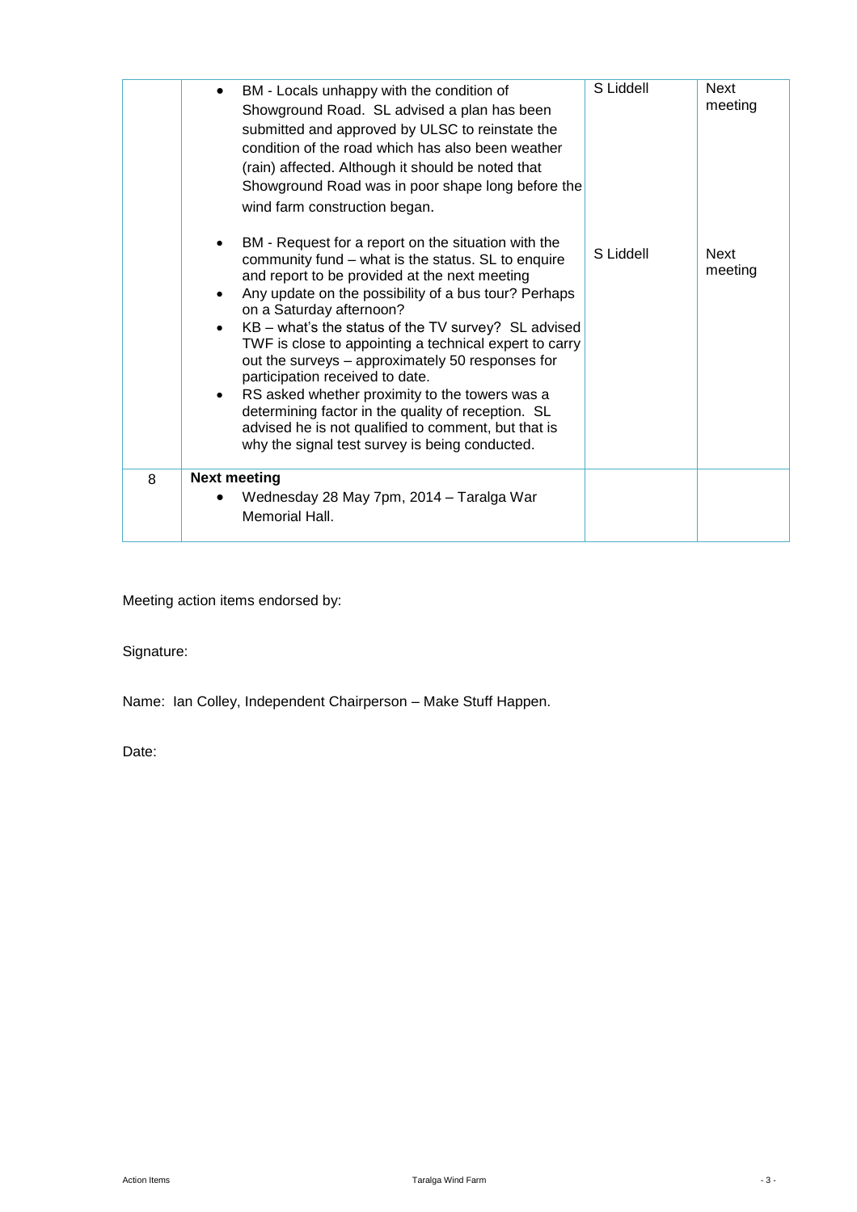| | | | |
|---|---|---|---|
| | • BM - Locals unhappy with the condition of Showground Road. SL advised a plan has been submitted and approved by ULSC to reinstate the condition of the road which has also been weather (rain) affected. Although it should be noted that Showground Road was in poor shape long before the wind farm construction began. | S Liddell | Next meeting |
| | • BM - Request for a report on the situation with the community fund – what is the status. SL to enquire and report to be provided at the next meeting<br>• Any update on the possibility of a bus tour? Perhaps on a Saturday afternoon?<br>• KB – what's the status of the TV survey? SL advised TWF is close to appointing a technical expert to carry out the surveys – approximately 50 responses for participation received to date.<br>• RS asked whether proximity to the towers was a determining factor in the quality of reception. SL advised he is not qualified to comment, but that is why the signal test survey is being conducted. | S Liddell | Next meeting |
| 8 | **Next meeting**<br>• Wednesday 28 May 7pm, 2014 – Taralga War Memorial Hall. | | |

Meeting action items endorsed by:

Signature:

Name: Ian Colley, Independent Chairperson – Make Stuff Happen.

Date: